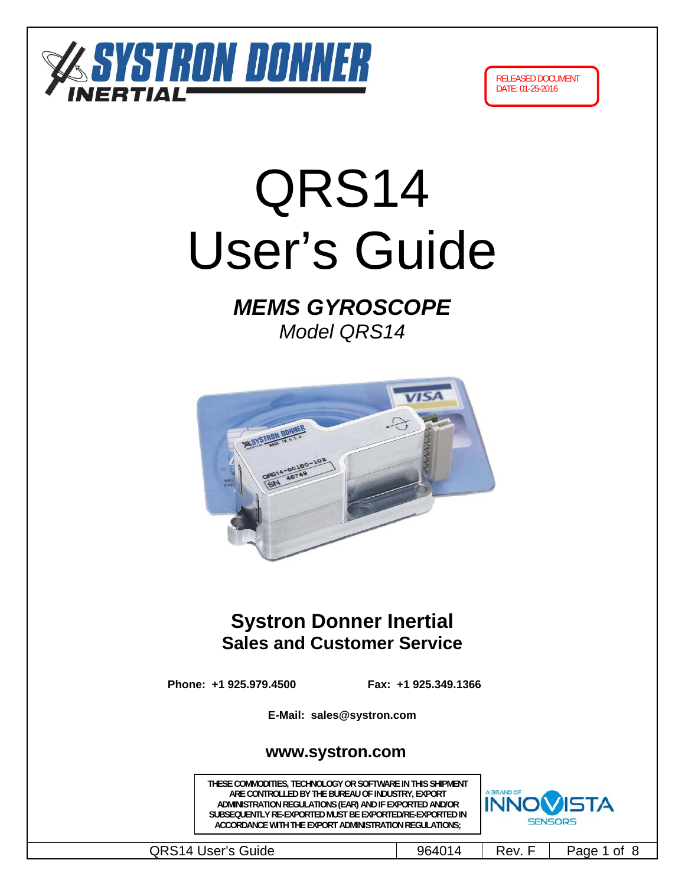RELEASED DOCUMENT
DATE: 01-25-2016

# QRS14
# User's Guide

## *MEMS GYROSCOPE*
*Model QRS14*

## Systron Donner Inertial
### Sales and Customer Service

**Phone: +1 925.979.4500** **Fax: +1 925.349.1366**

**E-Mail: sales@systron.com**

**www.systron.com**

THESE COMMODITIES, TECHNOLOGY OR SOFTWARE IN THIS SHIPMENT ARE CONTROLLED BY THE BUREAU OF INDUSTRY, EXPORT ADMINISTRATION REGULATIONS (EAR) AND IF EXPORTED AND/OR SUBSEQUENTLY RE-EXPORTED MUST BE EXPORTED/RE-EXPORTED IN ACCORDANCE WITH THE EXPORT ADMINISTRATION REGULATIONS;

A BRAND OF INNOVISTA SENSORS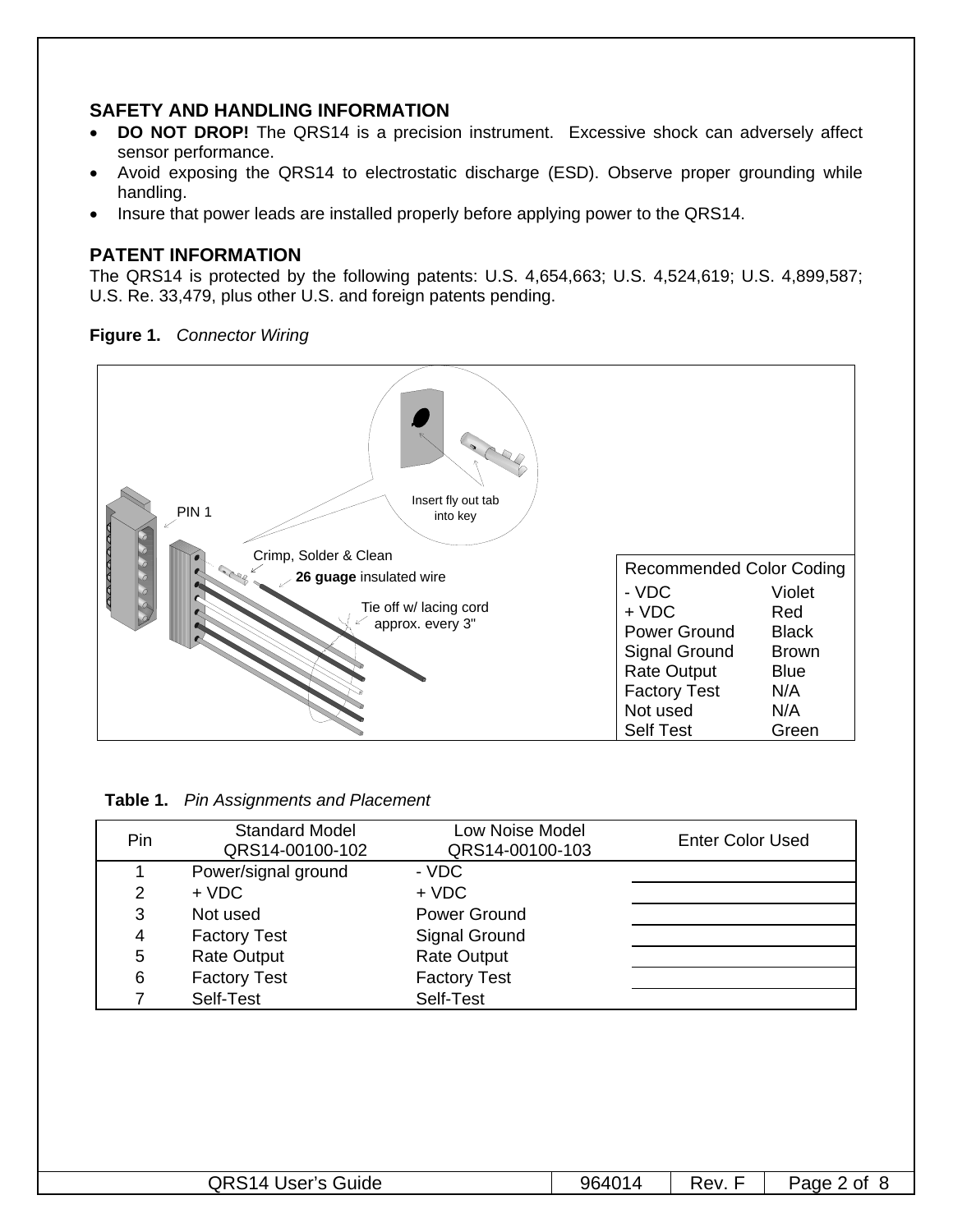## SAFETY AND HANDLING INFORMATION

- **DO NOT DROP!** The QRS14 is a precision instrument. Excessive shock can adversely affect sensor performance.
- Avoid exposing the QRS14 to electrostatic discharge (ESD). Observe proper grounding while handling.
- Insure that power leads are installed properly before applying power to the QRS14.

## PATENT INFORMATION

The QRS14 is protected by the following patents: U.S. 4,654,663; U.S. 4,524,619; U.S. 4,899,587; U.S. Re. 33,479, plus other U.S. and foreign patents pending.

**Figure 1.** *Connector Wiring*

PIN 1

Insert fly out tab into key

Crimp, Solder & Clean

**26 guage** insulated wire

Tie off w/ lacing cord approx. every 3"

| Recommended Color Coding | |
|---|---|
| - VDC | Violet |
| + VDC | Red |
| Power Ground | Black |
| Signal Ground | Brown |
| Rate Output | Blue |
| Factory Test | N/A |
| Not used | N/A |
| Self Test | Green |

**Table 1.** *Pin Assignments and Placement*

| Pin | Standard Model QRS14-00100-102 | Low Noise Model QRS14-00100-103 | Enter Color Used |
|---|---|---|---|
| 1 | Power/signal ground | - VDC | |
| 2 | + VDC | + VDC | |
| 3 | Not used | Power Ground | |
| 4 | Factory Test | Signal Ground | |
| 5 | Rate Output | Rate Output | |
| 6 | Factory Test | Factory Test | |
| 7 | Self-Test | Self-Test | |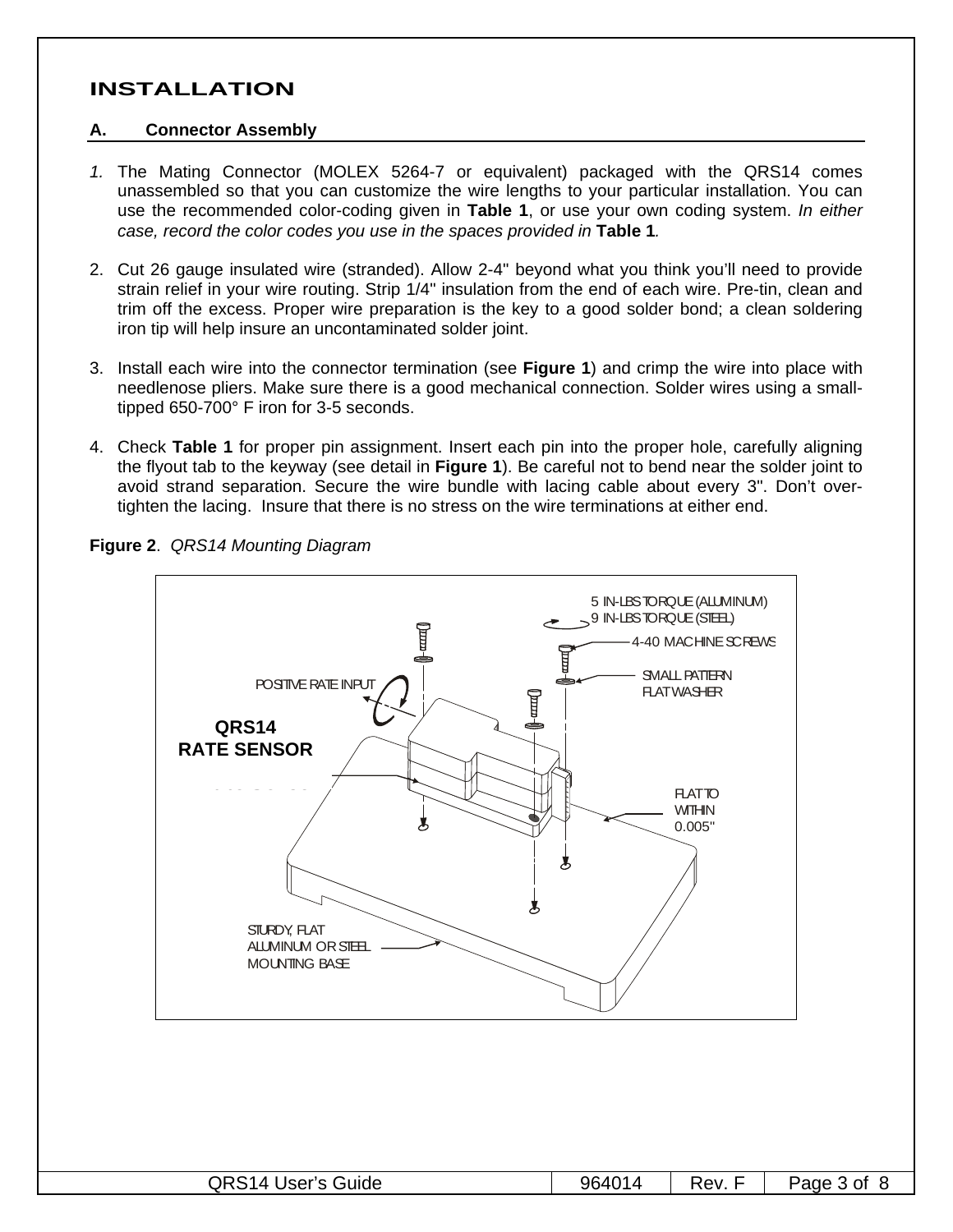# INSTALLATION

## A. Connector Assembly

1. The Mating Connector (MOLEX 5264-7 or equivalent) packaged with the QRS14 comes unassembled so that you can customize the wire lengths to your particular installation. You can use the recommended color-coding given in **Table 1**, or use your own coding system. *In either case, record the color codes you use in the spaces provided in* **Table 1***.*

2. Cut 26 gauge insulated wire (stranded). Allow 2-4" beyond what you think you'll need to provide strain relief in your wire routing. Strip 1/4" insulation from the end of each wire. Pre-tin, clean and trim off the excess. Proper wire preparation is the key to a good solder bond; a clean soldering iron tip will help insure an uncontaminated solder joint.

3. Install each wire into the connector termination (see **Figure 1**) and crimp the wire into place with needlenose pliers. Make sure there is a good mechanical connection. Solder wires using a small-tipped 650-700° F iron for 3-5 seconds.

4. Check **Table 1** for proper pin assignment. Insert each pin into the proper hole, carefully aligning the flyout tab to the keyway (see detail in **Figure 1**). Be careful not to bend near the solder joint to avoid strand separation. Secure the wire bundle with lacing cable about every 3". Don't over-tighten the lacing. Insure that there is no stress on the wire terminations at either end.

**Figure 2**. *QRS14 Mounting Diagram*

QRS14 RATE SENSOR

POSITIVE RATE INPUT

5 IN-LBS TORQUE (ALUMINUM)
9 IN-LBS TORQUE (STEEL)

4-40 MACHINE SCREWS

SMALL PATTERN FLAT WASHER

FLAT TO WITHIN 0.005"

STURDY, FLAT ALUMINUM OR STEEL MOUNTING BASE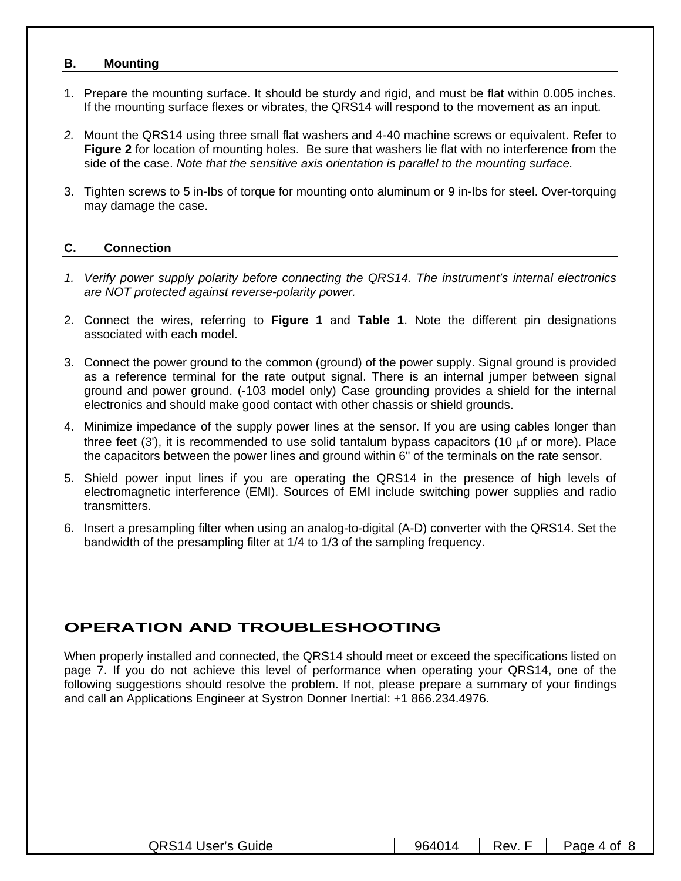## B. Mounting

1. Prepare the mounting surface. It should be sturdy and rigid, and must be flat within 0.005 inches. If the mounting surface flexes or vibrates, the QRS14 will respond to the movement as an input.

2. Mount the QRS14 using three small flat washers and 4-40 machine screws or equivalent. Refer to **Figure 2** for location of mounting holes. Be sure that washers lie flat with no interference from the side of the case. *Note that the sensitive axis orientation is parallel to the mounting surface.*

3. Tighten screws to 5 in-lbs of torque for mounting onto aluminum or 9 in-lbs for steel. Over-torquing may damage the case.

## C. Connection

1. *Verify power supply polarity before connecting the QRS14. The instrument's internal electronics are NOT protected against reverse-polarity power.*

2. Connect the wires, referring to **Figure 1** and **Table 1**. Note the different pin designations associated with each model.

3. Connect the power ground to the common (ground) of the power supply. Signal ground is provided as a reference terminal for the rate output signal. There is an internal jumper between signal ground and power ground. (-103 model only) Case grounding provides a shield for the internal electronics and should make good contact with other chassis or shield grounds.

4. Minimize impedance of the supply power lines at the sensor. If you are using cables longer than three feet (3'), it is recommended to use solid tantalum bypass capacitors (10 μf or more). Place the capacitors between the power lines and ground within 6" of the terminals on the rate sensor.

5. Shield power input lines if you are operating the QRS14 in the presence of high levels of electromagnetic interference (EMI). Sources of EMI include switching power supplies and radio transmitters.

6. Insert a presampling filter when using an analog-to-digital (A-D) converter with the QRS14. Set the bandwidth of the presampling filter at 1/4 to 1/3 of the sampling frequency.

# OPERATION AND TROUBLESHOOTING

When properly installed and connected, the QRS14 should meet or exceed the specifications listed on page 7. If you do not achieve this level of performance when operating your QRS14, one of the following suggestions should resolve the problem. If not, please prepare a summary of your findings and call an Applications Engineer at Systron Donner Inertial: +1 866.234.4976.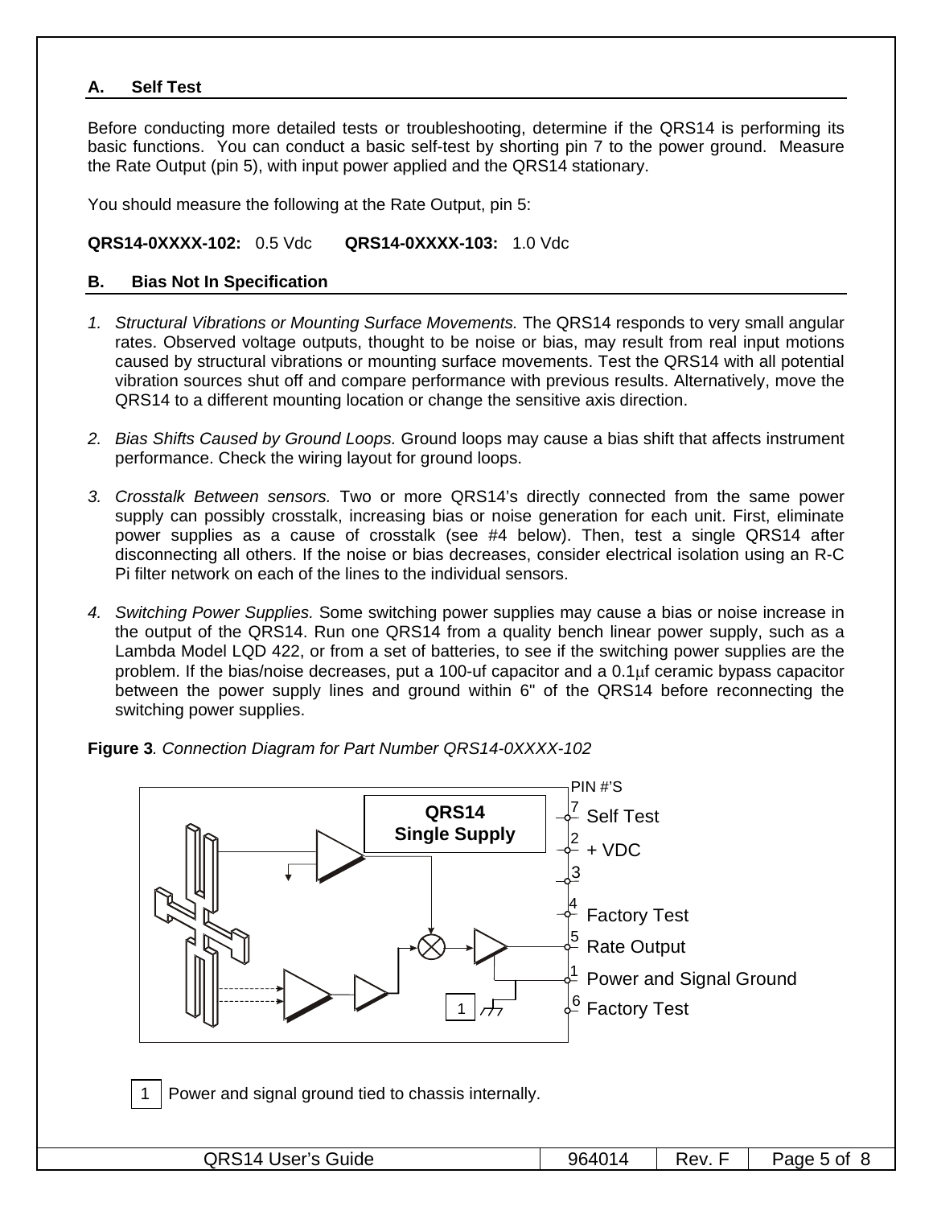### A. Self Test

Before conducting more detailed tests or troubleshooting, determine if the QRS14 is performing its basic functions. You can conduct a basic self-test by shorting pin 7 to the power ground. Measure the Rate Output (pin 5), with input power applied and the QRS14 stationary.

You should measure the following at the Rate Output, pin 5:

**QRS14-0XXXX-102:** 0.5 Vdc **QRS14-0XXXX-103:** 1.0 Vdc

### B. Bias Not In Specification

1. *Structural Vibrations or Mounting Surface Movements.* The QRS14 responds to very small angular rates. Observed voltage outputs, thought to be noise or bias, may result from real input motions caused by structural vibrations or mounting surface movements. Test the QRS14 with all potential vibration sources shut off and compare performance with previous results. Alternatively, move the QRS14 to a different mounting location or change the sensitive axis direction.

2. *Bias Shifts Caused by Ground Loops.* Ground loops may cause a bias shift that affects instrument performance. Check the wiring layout for ground loops.

3. *Crosstalk Between sensors.* Two or more QRS14's directly connected from the same power supply can possibly crosstalk, increasing bias or noise generation for each unit. First, eliminate power supplies as a cause of crosstalk (see #4 below). Then, test a single QRS14 after disconnecting all others. If the noise or bias decreases, consider electrical isolation using an R-C Pi filter network on each of the lines to the individual sensors.

4. *Switching Power Supplies.* Some switching power supplies may cause a bias or noise increase in the output of the QRS14. Run one QRS14 from a quality bench linear power supply, such as a Lambda Model LQD 422, or from a set of batteries, to see if the switching power supplies are the problem. If the bias/noise decreases, put a 100-uf capacitor and a 0.1μf ceramic bypass capacitor between the power supply lines and ground within 6" of the QRS14 before reconnecting the switching power supplies.

**Figure 3**. *Connection Diagram for Part Number QRS14-0XXXX-102*

QRS14 Single Supply

PIN #'S
- 7 Self Test
- 2 + VDC
- 3
- 4 Factory Test
- 5 Rate Output
- 1 Power and Signal Ground
- 6 Factory Test

1 Power and signal ground tied to chassis internally.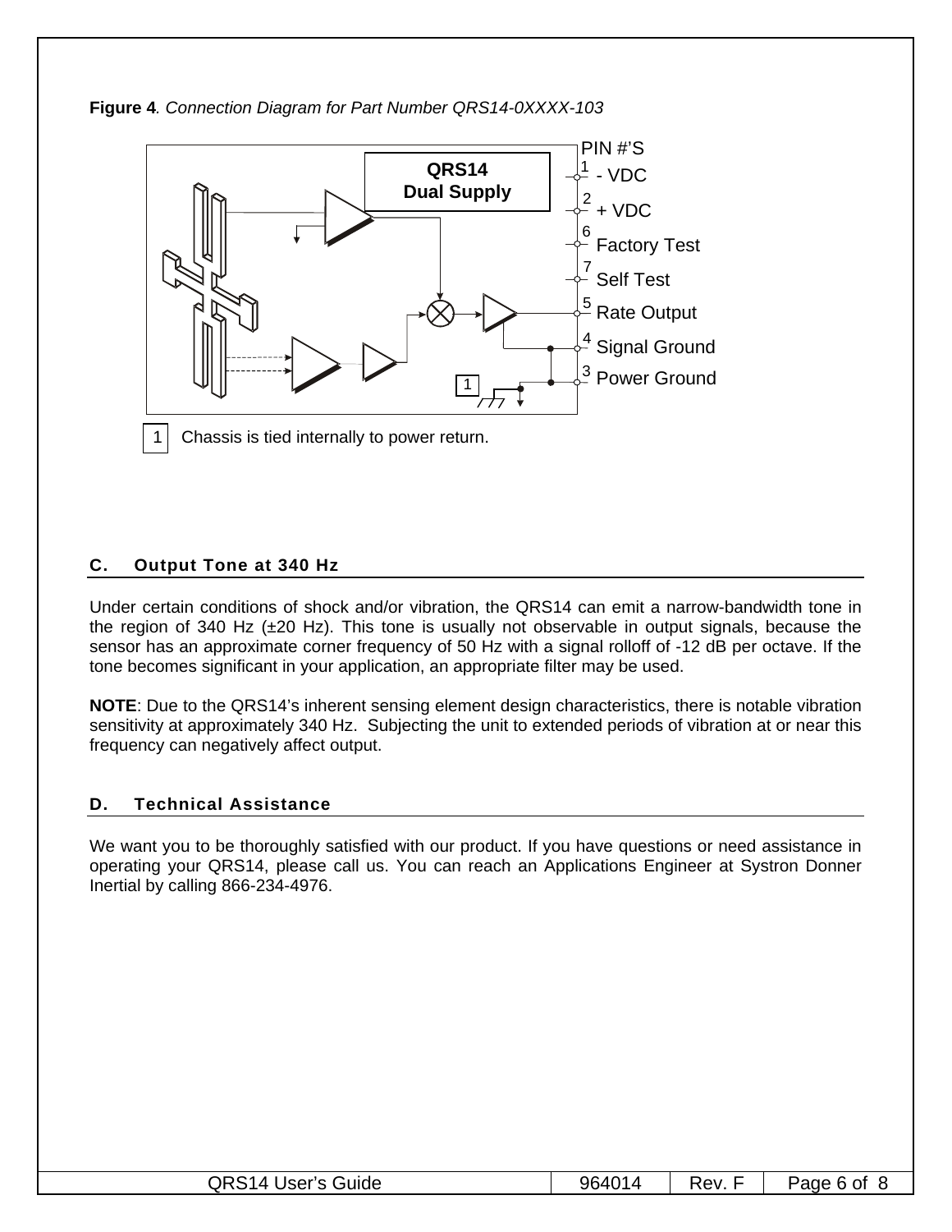**Figure 4**. *Connection Diagram for Part Number QRS14-0XXXX-103*

QRS14
Dual Supply

PIN #'S
1 - VDC
2 + VDC
6 Factory Test
7 Self Test
5 Rate Output
4 Signal Ground
3 Power Ground

1 Chassis is tied internally to power return.

## C. Output Tone at 340 Hz

Under certain conditions of shock and/or vibration, the QRS14 can emit a narrow-bandwidth tone in the region of 340 Hz (±20 Hz). This tone is usually not observable in output signals, because the sensor has an approximate corner frequency of 50 Hz with a signal rolloff of -12 dB per octave. If the tone becomes significant in your application, an appropriate filter may be used.

**NOTE**: Due to the QRS14's inherent sensing element design characteristics, there is notable vibration sensitivity at approximately 340 Hz. Subjecting the unit to extended periods of vibration at or near this frequency can negatively affect output.

## D. Technical Assistance

We want you to be thoroughly satisfied with our product. If you have questions or need assistance in operating your QRS14, please call us. You can reach an Applications Engineer at Systron Donner Inertial by calling 866-234-4976.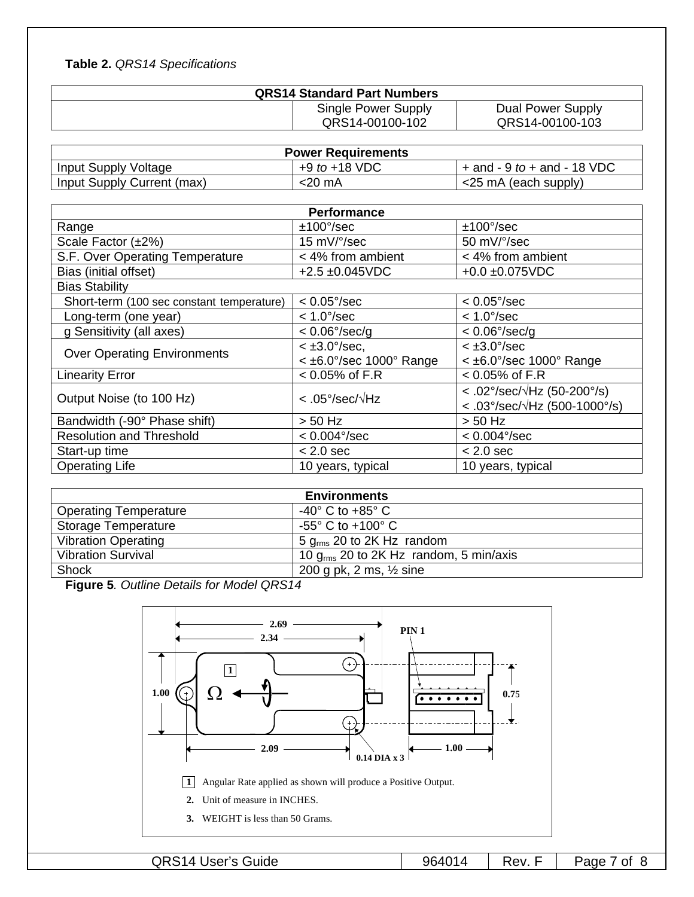**Table 2.** *QRS14 Specifications*

| QRS14 Standard Part Numbers | | |
|---|---|---|
| | Single Power Supply QRS14-00100-102 | Dual Power Supply QRS14-00100-103 |

| Power Requirements | | |
|---|---|---|
| Input Supply Voltage | +9 *to* +18 VDC | + and - 9 *to* + and - 18 VDC |
| Input Supply Current (max) | <20 mA | <25 mA (each supply) |

| Performance | | |
|---|---|---|
| Range | ±100°/sec | ±100°/sec |
| Scale Factor (±2%) | 15 mV/°/sec | 50 mV/°/sec |
| S.F. Over Operating Temperature | < 4% from ambient | < 4% from ambient |
| Bias (initial offset) | +2.5 ±0.045VDC | +0.0 ±0.075VDC |
| Bias Stability | | |
| Short-term (100 sec constant temperature) | < 0.05°/sec | < 0.05°/sec |
| Long-term (one year) | < 1.0°/sec | < 1.0°/sec |
| g Sensitivity (all axes) | < 0.06°/sec/g | < 0.06°/sec/g |
| Over Operating Environments | < ±3.0°/sec, < ±6.0°/sec 1000° Range | < ±3.0°/sec < ±6.0°/sec 1000° Range |
| Linearity Error | < 0.05% of F.R | < 0.05% of F.R |
| Output Noise (to 100 Hz) | < .05°/sec/√Hz | < .02°/sec/√Hz (50-200°/s) < .03°/sec/√Hz (500-1000°/s) |
| Bandwidth (-90° Phase shift) | > 50 Hz | > 50 Hz |
| Resolution and Threshold | < 0.004°/sec | < 0.004°/sec |
| Start-up time | < 2.0 sec | < 2.0 sec |
| Operating Life | 10 years, typical | 10 years, typical |

| Environments | |
|---|---|
| Operating Temperature | -40° C to +85° C |
| Storage Temperature | -55° C to +100° C |
| Vibration Operating | 5 $g_{rms}$ 20 to 2K Hz random |
| Vibration Survival | 10 $g_{rms}$ 20 to 2K Hz random, 5 min/axis |
| Shock | 200 g pk, 2 ms, ½ sine |

**Figure 5***. Outline Details for Model QRS14*

2.69
2.34
PIN 1
1.00
Ω
0.75
2.09
0.14 DIA x 3
1.00

1. Angular Rate applied as shown will produce a Positive Output.
2. Unit of measure in INCHES.
3. WEIGHT is less than 50 Grams.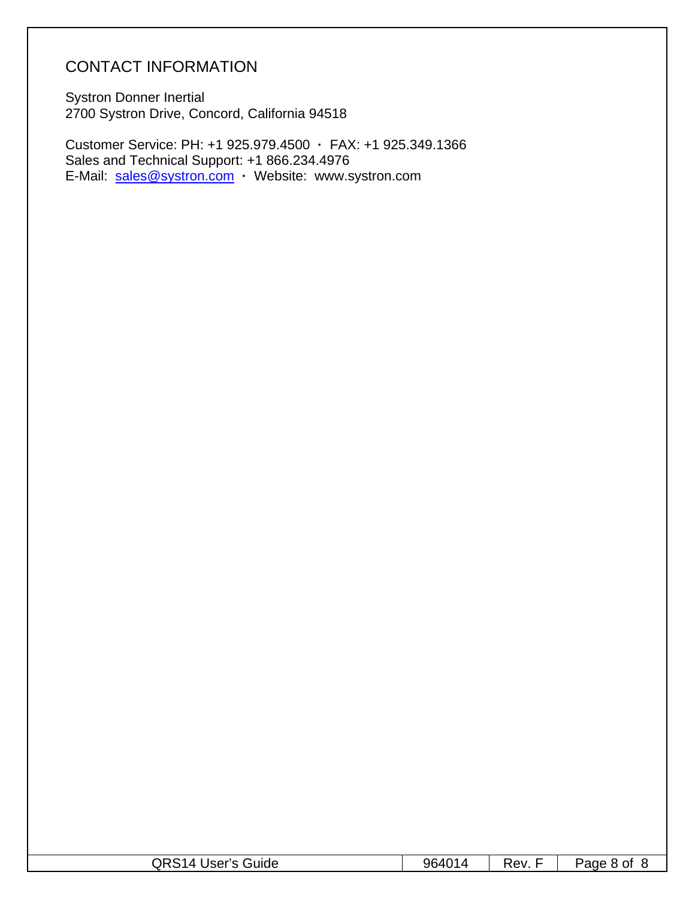## CONTACT INFORMATION

Systron Donner Inertial
2700 Systron Drive, Concord, California 94518

Customer Service: PH: +1 925.979.4500 · FAX: +1 925.349.1366
Sales and Technical Support: +1 866.234.4976
E-Mail: sales@systron.com · Website: www.systron.com